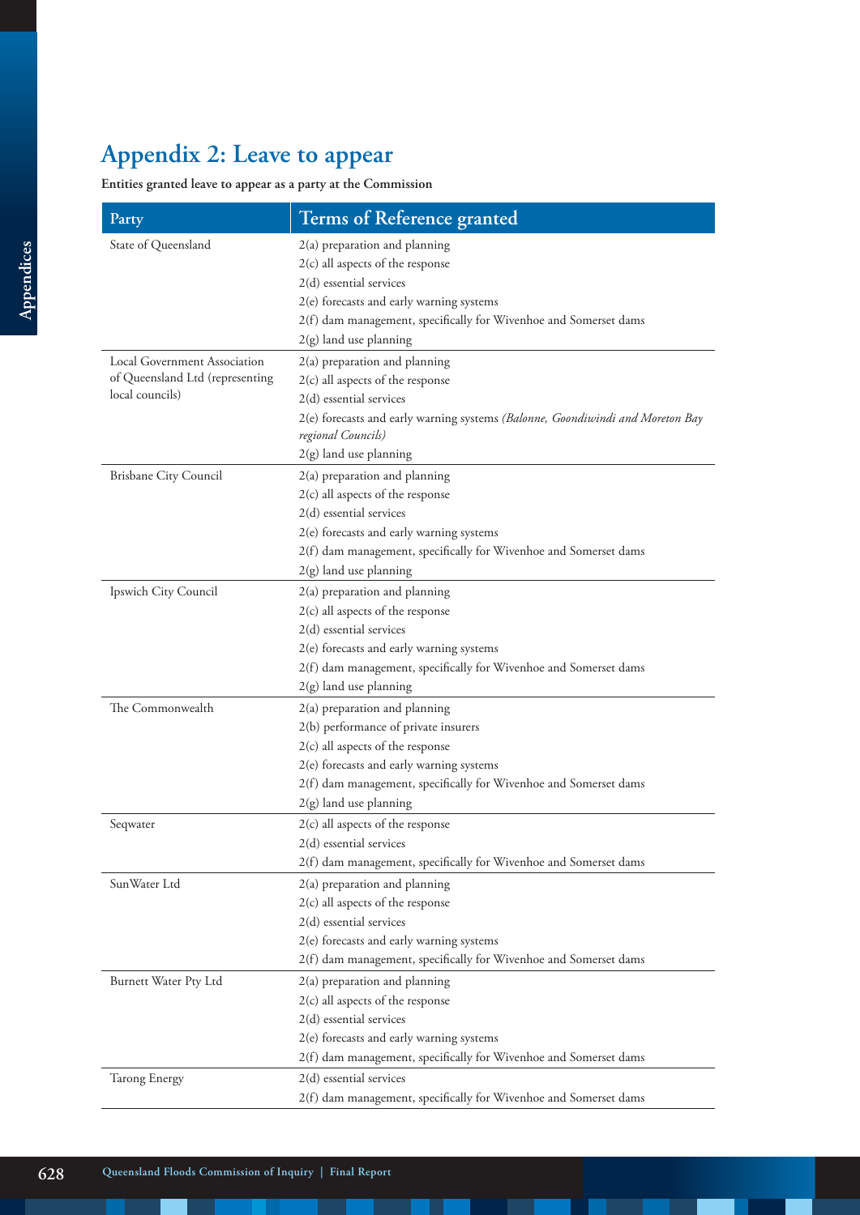# Appendix 2: Leave to appear

**Entities granted leave to appear as a party at the Commission**

| Party | Terms of Reference granted |
|---|---|
| State of Queensland | 2(a) preparation and planning<br>2(c) all aspects of the response<br>2(d) essential services<br>2(e) forecasts and early warning systems<br>2(f) dam management, specifically for Wivenhoe and Somerset dams<br>2(g) land use planning |
| Local Government Association of Queensland Ltd (representing local councils) | 2(a) preparation and planning<br>2(c) all aspects of the response<br>2(d) essential services<br>2(e) forecasts and early warning systems *(Balonne, Goondiwindi and Moreton Bay regional Councils)*<br>2(g) land use planning |
| Brisbane City Council | 2(a) preparation and planning<br>2(c) all aspects of the response<br>2(d) essential services<br>2(e) forecasts and early warning systems<br>2(f) dam management, specifically for Wivenhoe and Somerset dams<br>2(g) land use planning |
| Ipswich City Council | 2(a) preparation and planning<br>2(c) all aspects of the response<br>2(d) essential services<br>2(e) forecasts and early warning systems<br>2(f) dam management, specifically for Wivenhoe and Somerset dams<br>2(g) land use planning |
| The Commonwealth | 2(a) preparation and planning<br>2(b) performance of private insurers<br>2(c) all aspects of the response<br>2(e) forecasts and early warning systems<br>2(f) dam management, specifically for Wivenhoe and Somerset dams<br>2(g) land use planning |
| Seqwater | 2(c) all aspects of the response<br>2(d) essential services<br>2(f) dam management, specifically for Wivenhoe and Somerset dams |
| SunWater Ltd | 2(a) preparation and planning<br>2(c) all aspects of the response<br>2(d) essential services<br>2(e) forecasts and early warning systems<br>2(f) dam management, specifically for Wivenhoe and Somerset dams |
| Burnett Water Pty Ltd | 2(a) preparation and planning<br>2(c) all aspects of the response<br>2(d) essential services<br>2(e) forecasts and early warning systems<br>2(f) dam management, specifically for Wivenhoe and Somerset dams |
| Tarong Energy | 2(d) essential services<br>2(f) dam management, specifically for Wivenhoe and Somerset dams |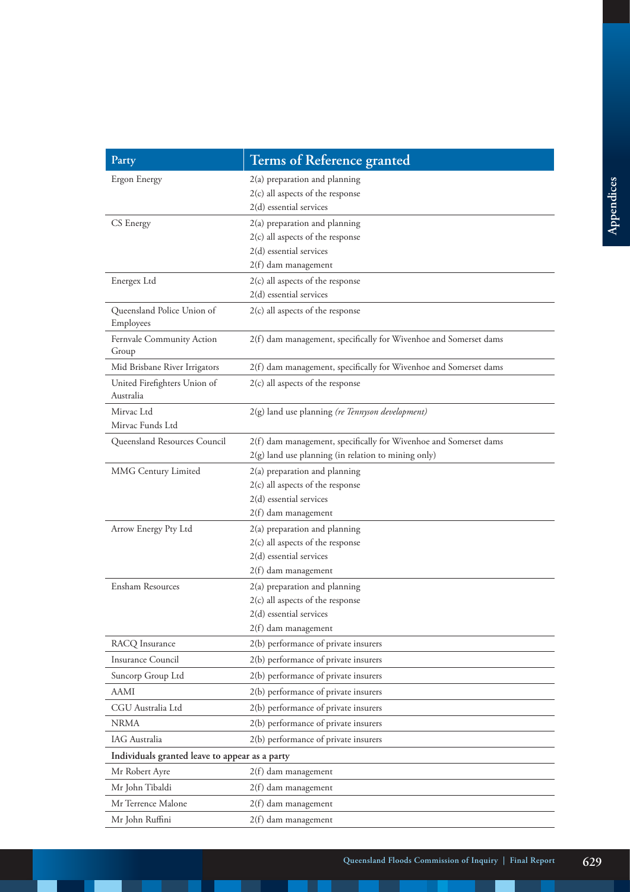| Party | Terms of Reference granted |
| --- | --- |
| Ergon Energy | 2(a) preparation and planning<br>2(c) all aspects of the response<br>2(d) essential services |
| CS Energy | 2(a) preparation and planning<br>2(c) all aspects of the response<br>2(d) essential services<br>2(f) dam management |
| Energex Ltd | 2(c) all aspects of the response<br>2(d) essential services |
| Queensland Police Union of Employees | 2(c) all aspects of the response |
| Fernvale Community Action Group | 2(f) dam management, specifically for Wivenhoe and Somerset dams |
| Mid Brisbane River Irrigators | 2(f) dam management, specifically for Wivenhoe and Somerset dams |
| United Firefighters Union of Australia | 2(c) all aspects of the response |
| Mirvac Ltd<br>Mirvac Funds Ltd | 2(g) land use planning *(re Tennyson development)* |
| Queensland Resources Council | 2(f) dam management, specifically for Wivenhoe and Somerset dams<br>2(g) land use planning (in relation to mining only) |
| MMG Century Limited | 2(a) preparation and planning<br>2(c) all aspects of the response<br>2(d) essential services<br>2(f) dam management |
| Arrow Energy Pty Ltd | 2(a) preparation and planning<br>2(c) all aspects of the response<br>2(d) essential services<br>2(f) dam management |
| Ensham Resources | 2(a) preparation and planning<br>2(c) all aspects of the response<br>2(d) essential services<br>2(f) dam management |
| RACQ Insurance | 2(b) performance of private insurers |
| Insurance Council | 2(b) performance of private insurers |
| Suncorp Group Ltd | 2(b) performance of private insurers |
| AAMI | 2(b) performance of private insurers |
| CGU Australia Ltd | 2(b) performance of private insurers |
| NRMA | 2(b) performance of private insurers |
| IAG Australia | 2(b) performance of private insurers |
| **Individuals granted leave to appear as a party** | |
| Mr Robert Ayre | 2(f) dam management |
| Mr John Tibaldi | 2(f) dam management |
| Mr Terrence Malone | 2(f) dam management |
| Mr John Ruffini | 2(f) dam management |